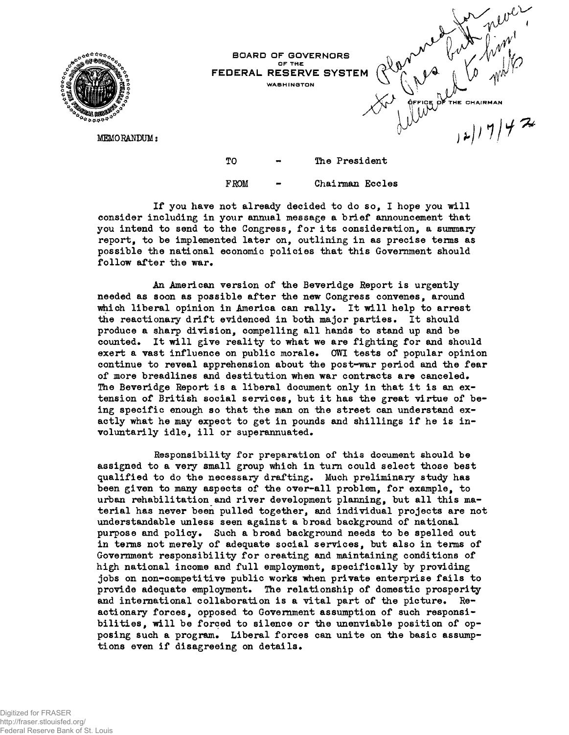BOARD OF GOVERNORS
OF THE
FEDERAL RESERVE SYSTEM
WASHINGTON

OFFICE OF THE CHAIRMAN

Planned for the Pres but never delivered to him' MSE
12/17/42

MEMORANDUM:

TO - The President

FROM - Chairman Eccles

If you have not already decided to do so, I hope you will consider including in your annual message a brief announcement that you intend to send to the Congress, for its consideration, a summary report, to be implemented later on, outlining in as precise terms as possible the national economic policies that this Government should follow after the war.

An American version of the Beveridge Report is urgently needed as soon as possible after the new Congress convenes, around which liberal opinion in America can rally. It will help to arrest the reactionary drift evidenced in both major parties. It should produce a sharp division, compelling all hands to stand up and be counted. It will give reality to what we are fighting for and should exert a vast influence on public morale. OWI tests of popular opinion continue to reveal apprehension about the post-war period and the fear of more breadlines and destitution when war contracts are canceled. The Beveridge Report is a liberal document only in that it is an extension of British social services, but it has the great virtue of being specific enough so that the man on the street can understand exactly what he may expect to get in pounds and shillings if he is involuntarily idle, ill or superannuated.

Responsibility for preparation of this document should be assigned to a very small group which in turn could select those best qualified to do the necessary drafting. Much preliminary study has been given to many aspects of the over-all problem, for example, to urban rehabilitation and river development planning, but all this material has never been pulled together, and individual projects are not understandable unless seen against a broad background of national purpose and policy. Such a broad background needs to be spelled out in terms not merely of adequate social services, but also in terms of Government responsibility for creating and maintaining conditions of high national income and full employment, specifically by providing jobs on non-competitive public works when private enterprise fails to provide adequate employment. The relationship of domestic prosperity and international collaboration is a vital part of the picture. Reactionary forces, opposed to Government assumption of such responsibilities, will be forced to silence or the unenviable position of opposing such a program. Liberal forces can unite on the basic assumptions even if disagreeing on details.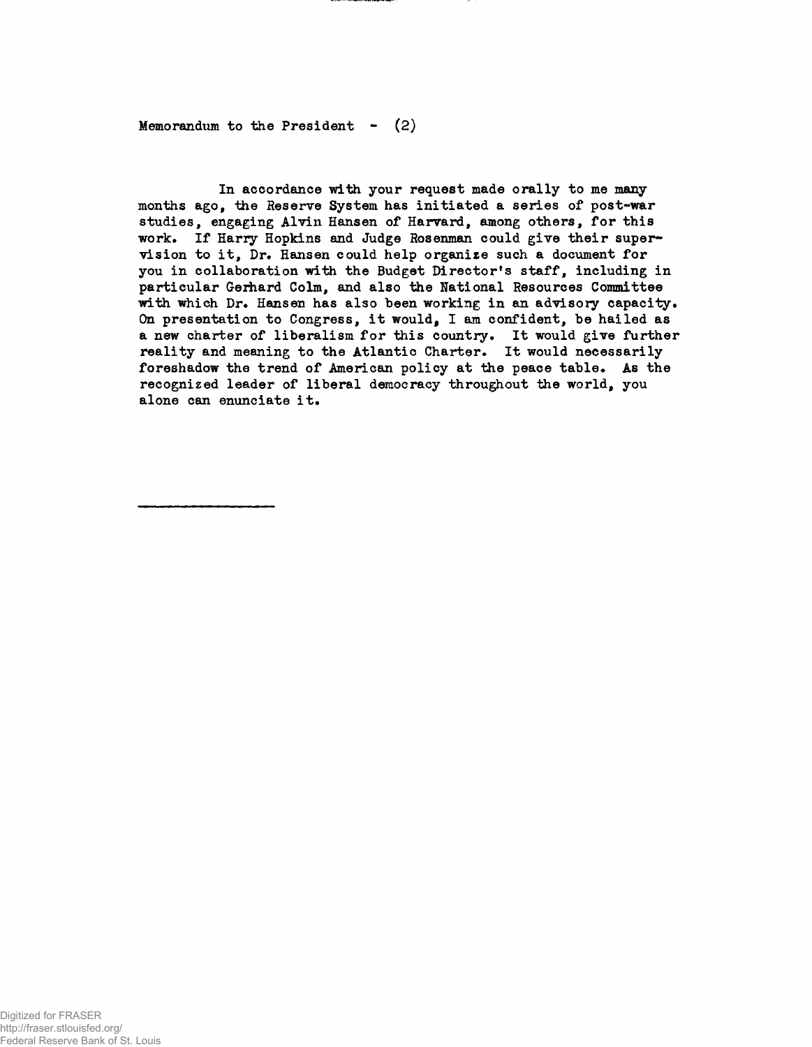In accordance with your request made orally to me many months ago, the Reserve System has initiated a series of post-war studies, engaging Alvin Hansen of Harvard, among others, for this work. If Harry Hopkins and Judge Rosenman could give their supervision to it, Dr. Hansen could help organize such a document for you in collaboration with the Budget Director's staff, including in particular Gerhard Colm, and also the National Resources Committee with which Dr. Hansen has also been working in an advisory capacity. On presentation to Congress, it would, I am confident, be hailed as a new charter of liberalism for this country. It would give further reality and meaning to the Atlantic Charter. It would necessarily foreshadow the trend of American policy at the peace table. As the recognized leader of liberal democracy throughout the world, you alone can enunciate it.

---